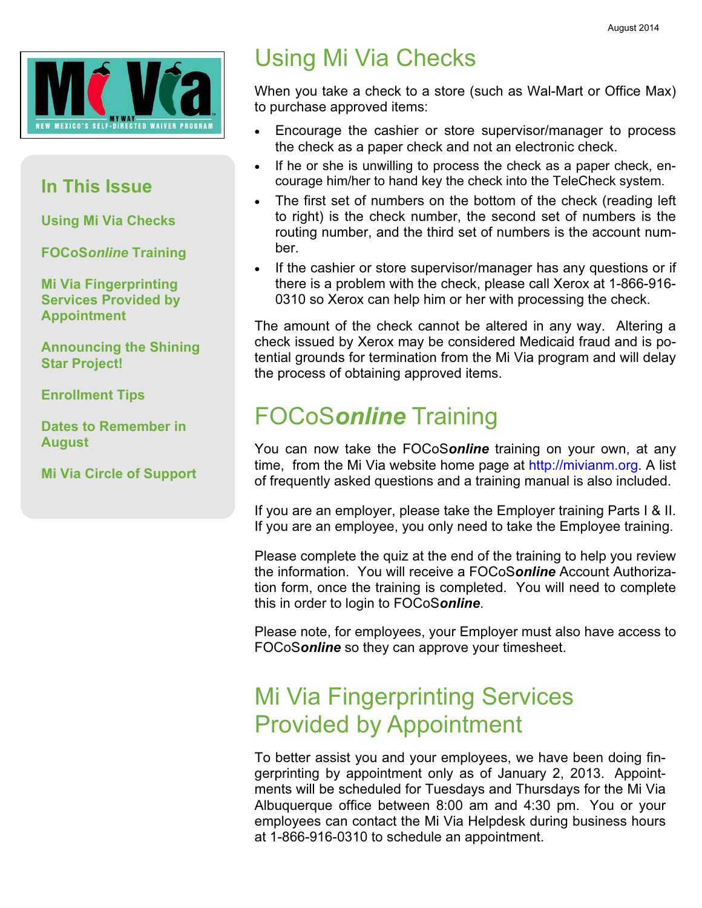August 2014

Mi Via — MY WAY — NEW MEXICO'S SELF-DIRECTED WAIVER PROGRAM

## In This Issue

- Using Mi Via Checks
- FOCoS*online* Training
- Mi Via Fingerprinting Services Provided by Appointment
- Announcing the Shining Star Project!
- Enrollment Tips
- Dates to Remember in August
- Mi Via Circle of Support

# Using Mi Via Checks

When you take a check to a store (such as Wal-Mart or Office Max) to purchase approved items:

- Encourage the cashier or store supervisor/manager to process the check as a paper check and not an electronic check.
- If he or she is unwilling to process the check as a paper check, encourage him/her to hand key the check into the TeleCheck system.
- The first set of numbers on the bottom of the check (reading left to right) is the check number, the second set of numbers is the routing number, and the third set of numbers is the account number.
- If the cashier or store supervisor/manager has any questions or if there is a problem with the check, please call Xerox at 1-866-916-0310 so Xerox can help him or her with processing the check.

The amount of the check cannot be altered in any way. Altering a check issued by Xerox may be considered Medicaid fraud and is potential grounds for termination from the Mi Via program and will delay the process of obtaining approved items.

# FOCoS***online*** Training

You can now take the FOCoS***online*** training on your own, at any time, from the Mi Via website home page at http://mivianm.org. A list of frequently asked questions and a training manual is also included.

If you are an employer, please take the Employer training Parts I & II. If you are an employee, you only need to take the Employee training.

Please complete the quiz at the end of the training to help you review the information. You will receive a FOCoS***online*** Account Authorization form, once the training is completed. You will need to complete this in order to login to FOCoS***online***.

Please note, for employees, your Employer must also have access to FOCoS***online*** so they can approve your timesheet.

# Mi Via Fingerprinting Services Provided by Appointment

To better assist you and your employees, we have been doing fingerprinting by appointment only as of January 2, 2013. Appointments will be scheduled for Tuesdays and Thursdays for the Mi Via Albuquerque office between 8:00 am and 4:30 pm. You or your employees can contact the Mi Via Helpdesk during business hours at 1-866-916-0310 to schedule an appointment.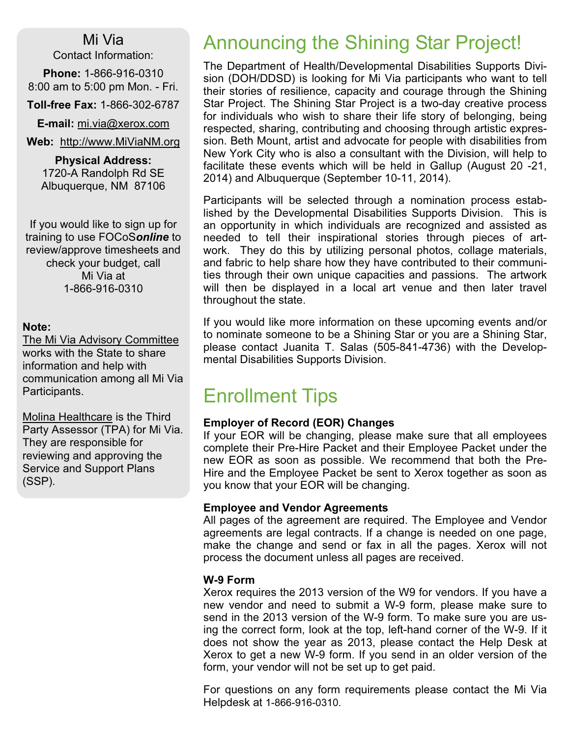## Mi Via

Contact Information:

**Phone:** 1-866-916-0310
8:00 am to 5:00 pm Mon. - Fri.

**Toll-free Fax:** 1-866-302-6787

**E-mail:** mi.via@xerox.com

**Web:** http://www.MiViaNM.org

**Physical Address:**
1720-A Randolph Rd SE
Albuquerque, NM 87106

If you would like to sign up for training to use FOCoS***online*** to review/approve timesheets and check your budget, call Mi Via at 1-866-916-0310

**Note:**

The Mi Via Advisory Committee works with the State to share information and help with communication among all Mi Via Participants.

Molina Healthcare is the Third Party Assessor (TPA) for Mi Via. They are responsible for reviewing and approving the Service and Support Plans (SSP).

# Announcing the Shining Star Project!

The Department of Health/Developmental Disabilities Supports Division (DOH/DDSD) is looking for Mi Via participants who want to tell their stories of resilience, capacity and courage through the Shining Star Project. The Shining Star Project is a two-day creative process for individuals who wish to share their life story of belonging, being respected, sharing, contributing and choosing through artistic expression. Beth Mount, artist and advocate for people with disabilities from New York City who is also a consultant with the Division, will help to facilitate these events which will be held in Gallup (August 20 -21, 2014) and Albuquerque (September 10-11, 2014).

Participants will be selected through a nomination process established by the Developmental Disabilities Supports Division. This is an opportunity in which individuals are recognized and assisted as needed to tell their inspirational stories through pieces of artwork. They do this by utilizing personal photos, collage materials, and fabric to help share how they have contributed to their communities through their own unique capacities and passions. The artwork will then be displayed in a local art venue and then later travel throughout the state.

If you would like more information on these upcoming events and/or to nominate someone to be a Shining Star or you are a Shining Star, please contact Juanita T. Salas (505-841-4736) with the Developmental Disabilities Supports Division.

# Enrollment Tips

**Employer of Record (EOR) Changes**

If your EOR will be changing, please make sure that all employees complete their Pre-Hire Packet and their Employee Packet under the new EOR as soon as possible. We recommend that both the Pre-Hire and the Employee Packet be sent to Xerox together as soon as you know that your EOR will be changing.

**Employee and Vendor Agreements**

All pages of the agreement are required. The Employee and Vendor agreements are legal contracts. If a change is needed on one page, make the change and send or fax in all the pages. Xerox will not process the document unless all pages are received.

**W-9 Form**

Xerox requires the 2013 version of the W9 for vendors. If you have a new vendor and need to submit a W-9 form, please make sure to send in the 2013 version of the W-9 form. To make sure you are using the correct form, look at the top, left-hand corner of the W-9. If it does not show the year as 2013, please contact the Help Desk at Xerox to get a new W-9 form. If you send in an older version of the form, your vendor will not be set up to get paid.

For questions on any form requirements please contact the Mi Via Helpdesk at 1-866-916-0310.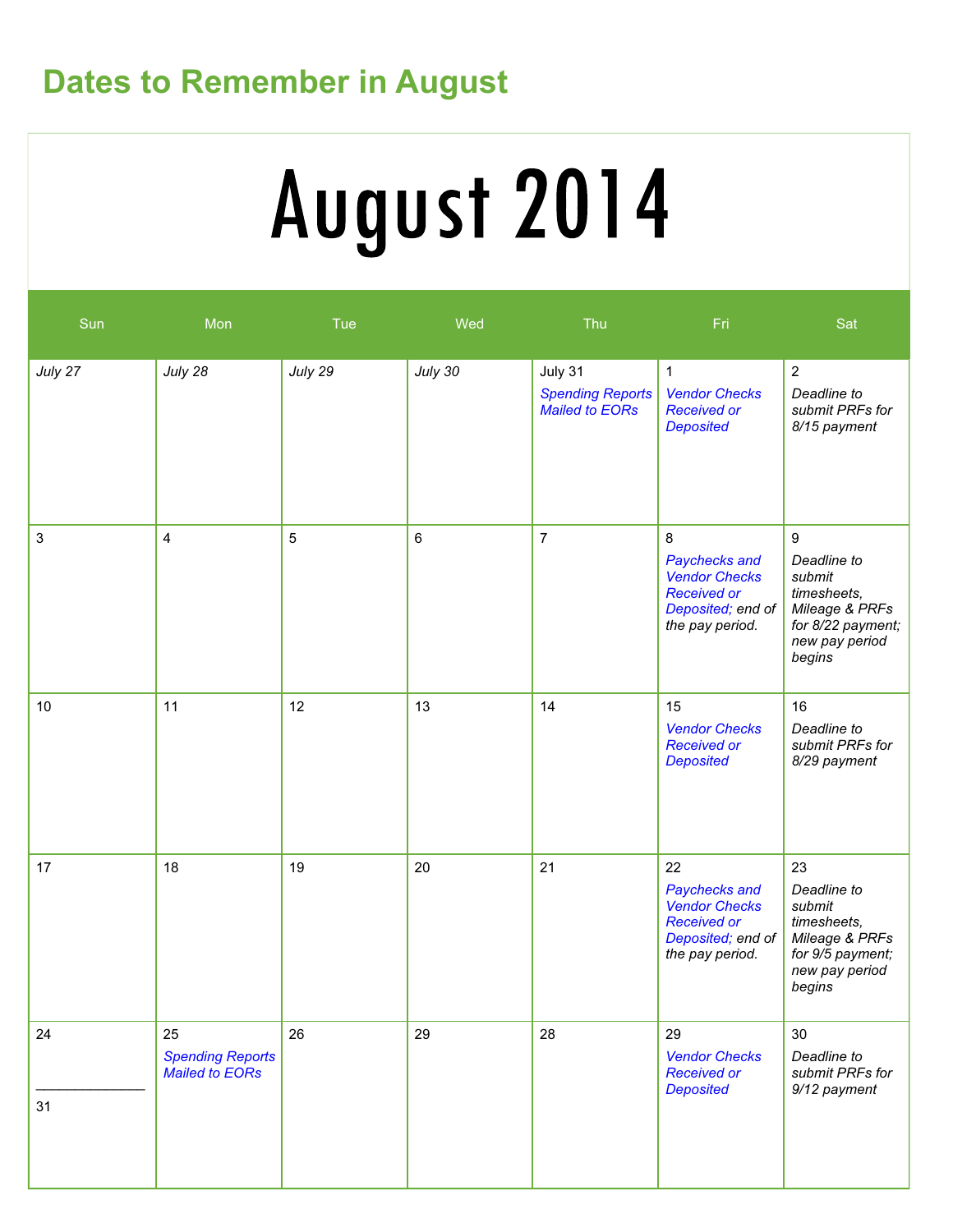## Dates to Remember in August

# August 2014

| Sun | Mon | Tue | Wed | Thu | Fri | Sat |
|---|---|---|---|---|---|---|
| *July 27* | *July 28* | *July 29* | *July 30* | July 31 *Spending Reports Mailed to EORs* | 1 *Vendor Checks Received or Deposited* | 2 *Deadline to submit PRFs for 8/15 payment* |
| 3 | 4 | 5 | 6 | 7 | 8 *Paychecks and Vendor Checks Received or Deposited; end of the pay period.* | 9 *Deadline to submit timesheets, Mileage & PRFs for 8/22 payment; new pay period begins* |
| 10 | 11 | 12 | 13 | 14 | 15 *Vendor Checks Received or Deposited* | 16 *Deadline to submit PRFs for 8/29 payment* |
| 17 | 18 | 19 | 20 | 21 | 22 *Paychecks and Vendor Checks Received or Deposited; end of the pay period.* | 23 *Deadline to submit timesheets, Mileage & PRFs for 9/5 payment; new pay period begins* |
| 24 / 31 | 25 *Spending Reports Mailed to EORs* | 26 | 29 | 28 | 29 *Vendor Checks Received or Deposited* | 30 *Deadline to submit PRFs for 9/12 payment* |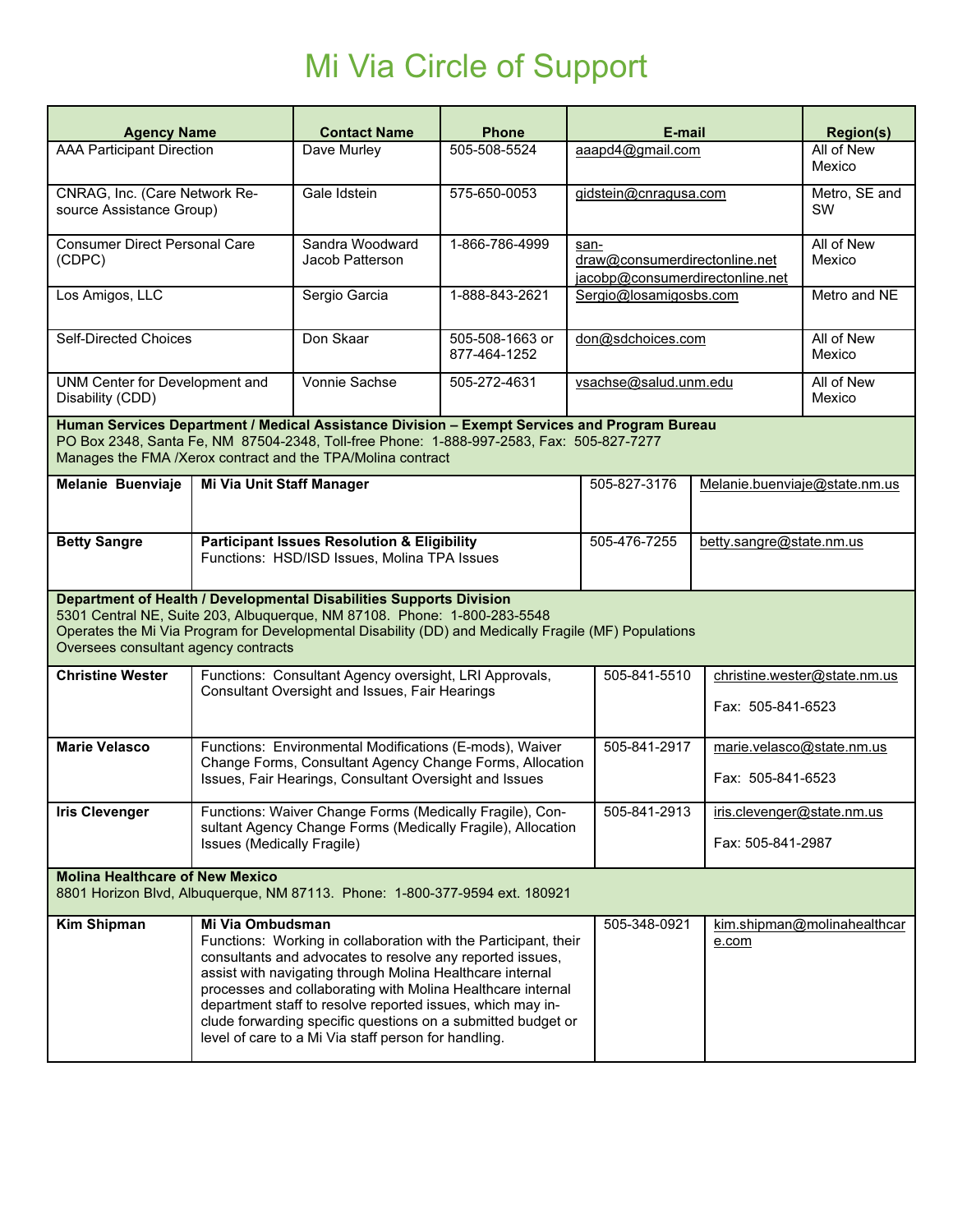# Mi Via Circle of Support

| Agency Name | Contact Name | Phone | E-mail | Region(s) |
|---|---|---|---|---|
| AAA Participant Direction | Dave Murley | 505-508-5524 | aaapd4@gmail.com | All of New Mexico |
| CNRAG, Inc. (Care Network Resource Assistance Group) | Gale Idstein | 575-650-0053 | gidstein@cnragusa.com | Metro, SE and SW |
| Consumer Direct Personal Care (CDPC) | Sandra Woodward<br>Jacob Patterson | 1-866-786-4999 | sandraw@consumerdirectonline.net<br>jacobp@consumerdirectonline.net | All of New Mexico |
| Los Amigos, LLC | Sergio Garcia | 1-888-843-2621 | Sergio@losamigosbs.com | Metro and NE |
| Self-Directed Choices | Don Skaar | 505-508-1663 or 877-464-1252 | don@sdchoices.com | All of New Mexico |
| UNM Center for Development and Disability (CDD) | Vonnie Sachse | 505-272-4631 | vsachse@salud.unm.edu | All of New Mexico |

**Human Services Department / Medical Assistance Division – Exempt Services and Program Bureau**
PO Box 2348, Santa Fe, NM 87504-2348, Toll-free Phone: 1-888-997-2583, Fax: 505-827-7277
Manages the FMA /Xerox contract and the TPA/Molina contract

| | | | |
|---|---|---|---|
| **Melanie Buenviaje** | **Mi Via Unit Staff Manager** | 505-827-3176 | Melanie.buenviaje@state.nm.us |
| **Betty Sangre** | **Participant Issues Resolution & Eligibility**<br>Functions: HSD/ISD Issues, Molina TPA Issues | 505-476-7255 | betty.sangre@state.nm.us |

**Department of Health / Developmental Disabilities Supports Division**
5301 Central NE, Suite 203, Albuquerque, NM 87108. Phone: 1-800-283-5548
Operates the Mi Via Program for Developmental Disability (DD) and Medically Fragile (MF) Populations
Oversees consultant agency contracts

| | | | |
|---|---|---|---|
| **Christine Wester** | Functions: Consultant Agency oversight, LRI Approvals, Consultant Oversight and Issues, Fair Hearings | 505-841-5510 | christine.wester@state.nm.us<br>Fax: 505-841-6523 |
| **Marie Velasco** | Functions: Environmental Modifications (E-mods), Waiver Change Forms, Consultant Agency Change Forms, Allocation Issues, Fair Hearings, Consultant Oversight and Issues | 505-841-2917 | marie.velasco@state.nm.us<br>Fax: 505-841-6523 |
| **Iris Clevenger** | Functions: Waiver Change Forms (Medically Fragile), Consultant Agency Change Forms (Medically Fragile), Allocation Issues (Medically Fragile) | 505-841-2913 | iris.clevenger@state.nm.us<br>Fax: 505-841-2987 |

**Molina Healthcare of New Mexico**
8801 Horizon Blvd, Albuquerque, NM 87113. Phone: 1-800-377-9594 ext. 180921

| | | | |
|---|---|---|---|
| **Kim Shipman** | **Mi Via Ombudsman**<br>Functions: Working in collaboration with the Participant, their consultants and advocates to resolve any reported issues, assist with navigating through Molina Healthcare internal processes and collaborating with Molina Healthcare internal department staff to resolve reported issues, which may include forwarding specific questions on a submitted budget or level of care to a Mi Via staff person for handling. | 505-348-0921 | kim.shipman@molinahealthcare.com |